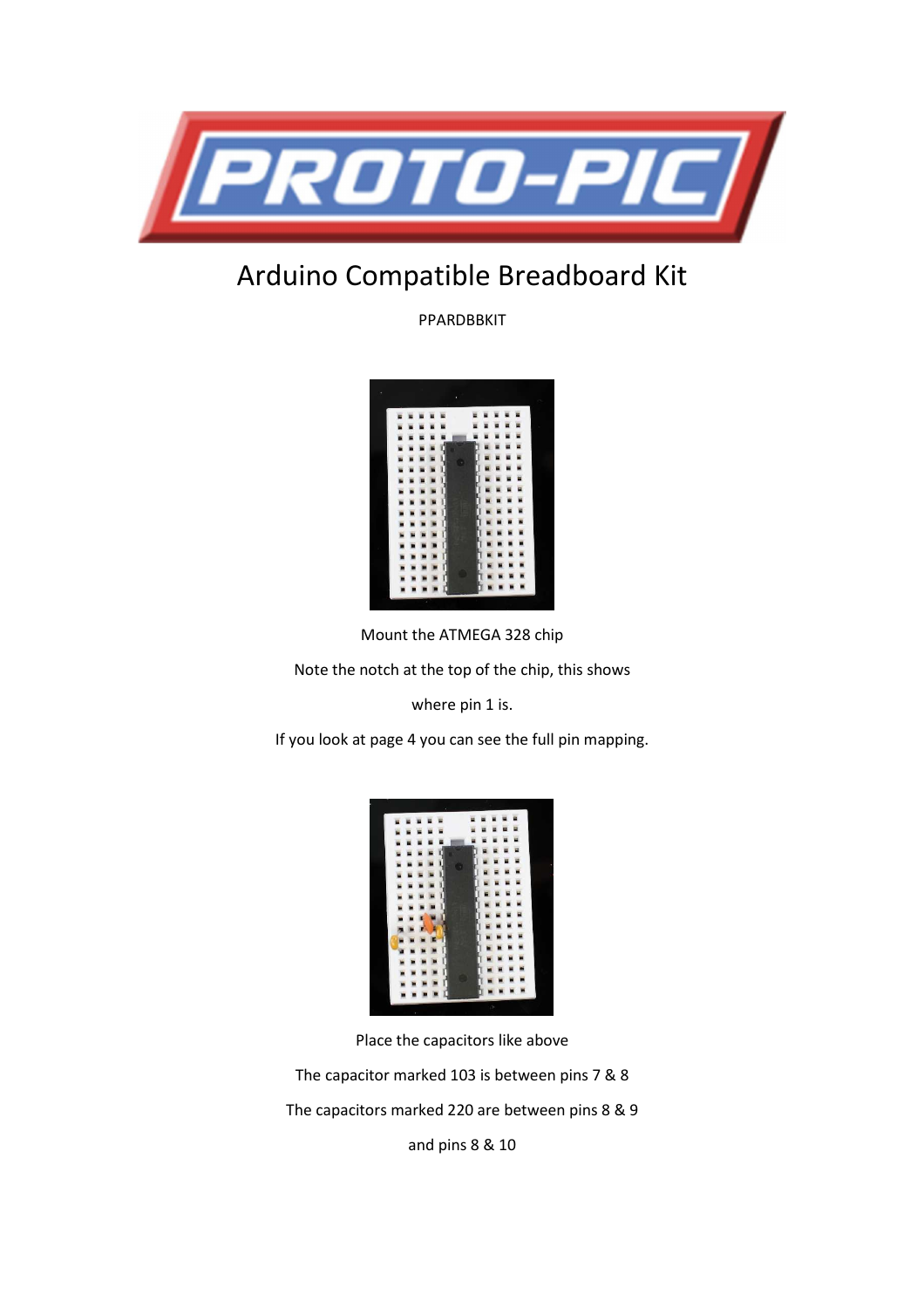# Arduino Compatible Breadboard Kit

PPARDBBKIT

Mount the ATMEGA 328 chip

Note the notch at the top of the chip, this shows

where pin 1 is.

If you look at page 4 you can see the full pin mapping.

Place the capacitors like above

The capacitor marked 103 is between pins 7 & 8

The capacitors marked 220 are between pins 8 & 9

and pins 8 & 10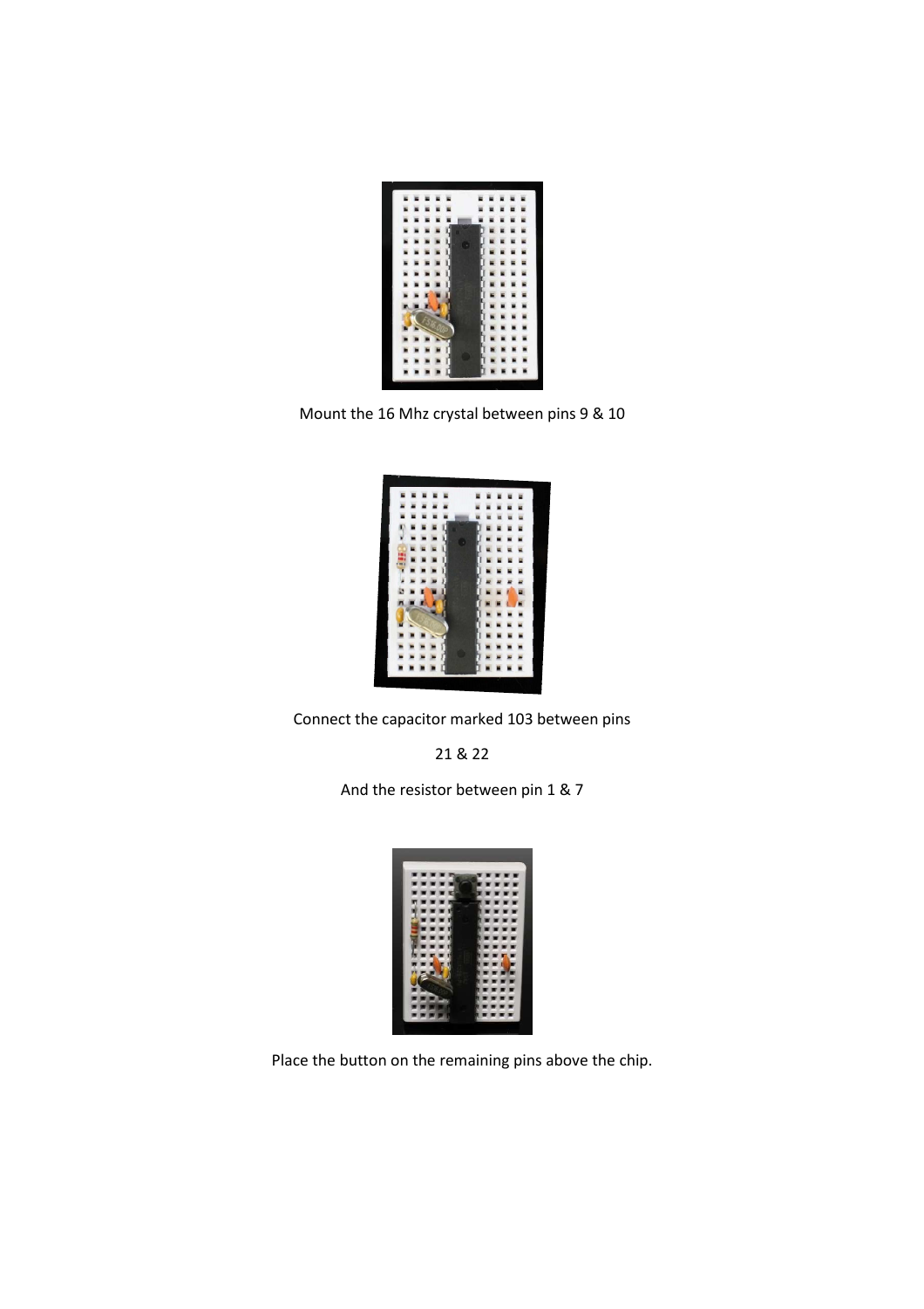Mount the 16 Mhz crystal between pins 9 & 10

Connect the capacitor marked 103 between pins

21 & 22

And the resistor between pin 1 & 7

Place the button on the remaining pins above the chip.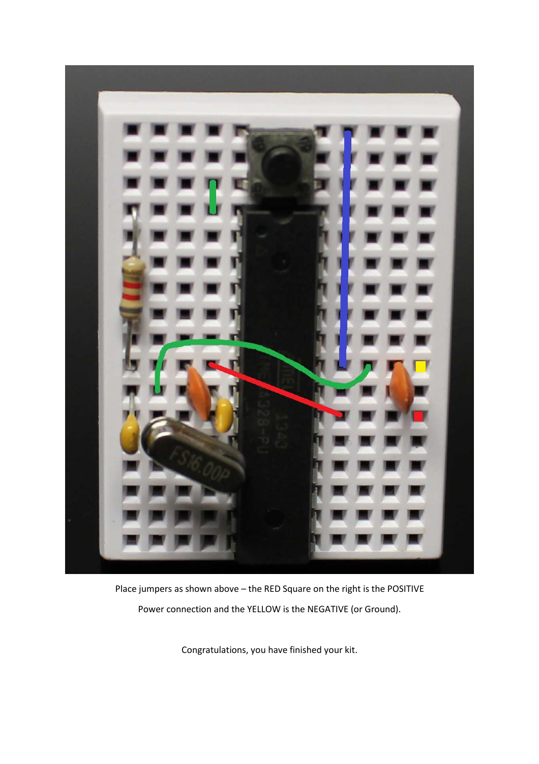Place jumpers as shown above – the RED Square on the right is the POSITIVE Power connection and the YELLOW is the NEGATIVE (or Ground).

Congratulations, you have finished your kit.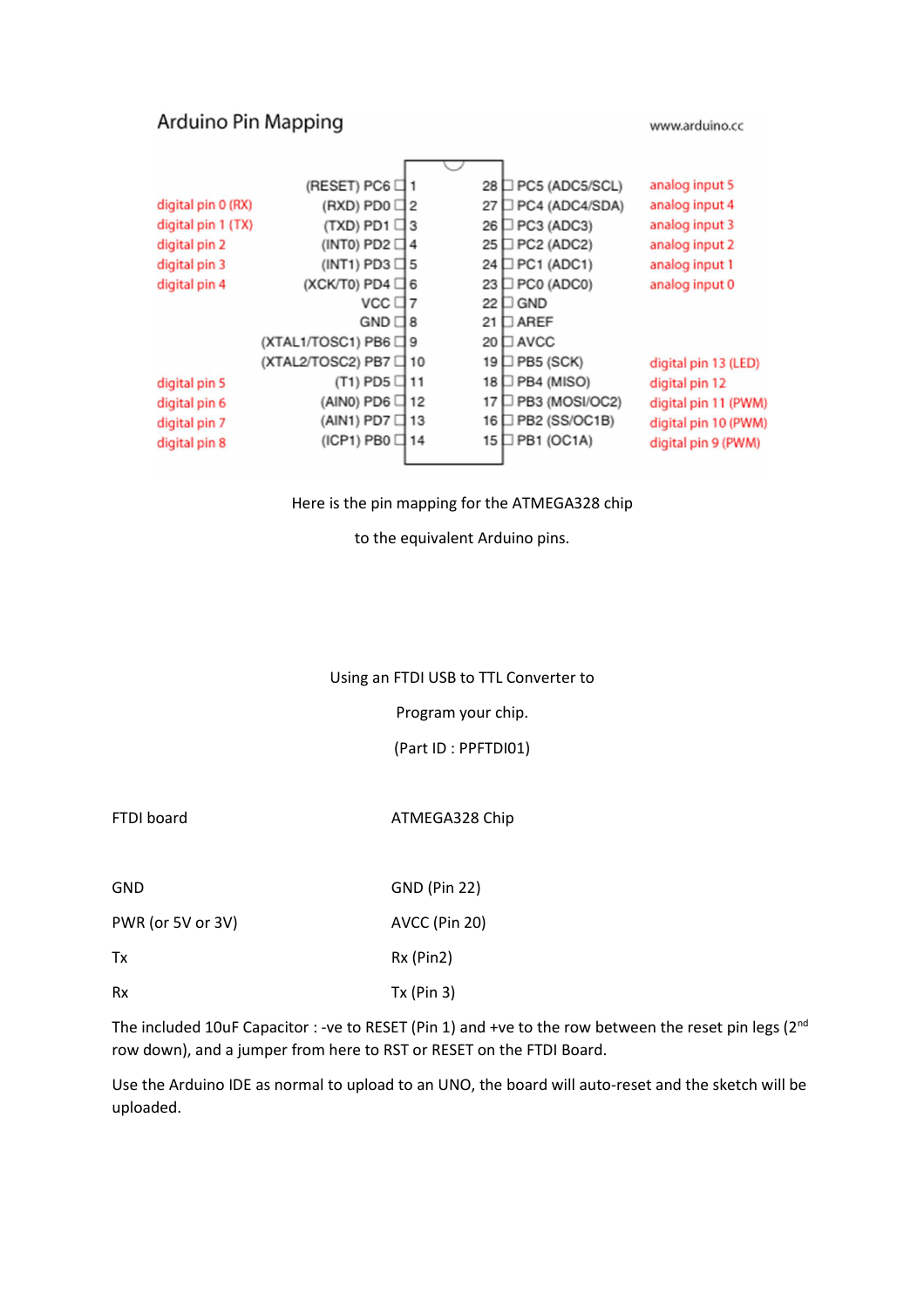## Arduino Pin Mapping

www.arduino.cc

| Arduino | Function | Pin | Pin | Function | Arduino |
|---|---|---|---|---|---|
| | (RESET) PC6 | 1 | 28 | PC5 (ADC5/SCL) | analog input 5 |
| digital pin 0 (RX) | (RXD) PD0 | 2 | 27 | PC4 (ADC4/SDA) | analog input 4 |
| digital pin 1 (TX) | (TXD) PD1 | 3 | 26 | PC3 (ADC3) | analog input 3 |
| digital pin 2 | (INT0) PD2 | 4 | 25 | PC2 (ADC2) | analog input 2 |
| digital pin 3 | (INT1) PD3 | 5 | 24 | PC1 (ADC1) | analog input 1 |
| digital pin 4 | (XCK/T0) PD4 | 6 | 23 | PC0 (ADC0) | analog input 0 |
| | VCC | 7 | 22 | GND | |
| | GND | 8 | 21 | AREF | |
| | (XTAL1/TOSC1) PB6 | 9 | 20 | AVCC | |
| | (XTAL2/TOSC2) PB7 | 10 | 19 | PB5 (SCK) | digital pin 13 (LED) |
| digital pin 5 | (T1) PD5 | 11 | 18 | PB4 (MISO) | digital pin 12 |
| digital pin 6 | (AIN0) PD6 | 12 | 17 | PB3 (MOSI/OC2) | digital pin 11 (PWM) |
| digital pin 7 | (AIN1) PD7 | 13 | 16 | PB2 (SS/OC1B) | digital pin 10 (PWM) |
| digital pin 8 | (ICP1) PB0 | 14 | 15 | PB1 (OC1A) | digital pin 9 (PWM) |

Here is the pin mapping for the ATMEGA328 chip

to the equivalent Arduino pins.

Using an FTDI USB to TTL Converter to

Program your chip.

(Part ID : PPFTDI01)

| FTDI board | ATMEGA328 Chip |
|---|---|
| GND | GND (Pin 22) |
| PWR (or 5V or 3V) | AVCC (Pin 20) |
| Tx | Rx (Pin2) |
| Rx | Tx (Pin 3) |

The included 10uF Capacitor : -ve to RESET (Pin 1) and +ve to the row between the reset pin legs (2nd row down), and a jumper from here to RST or RESET on the FTDI Board.

Use the Arduino IDE as normal to upload to an UNO, the board will auto-reset and the sketch will be uploaded.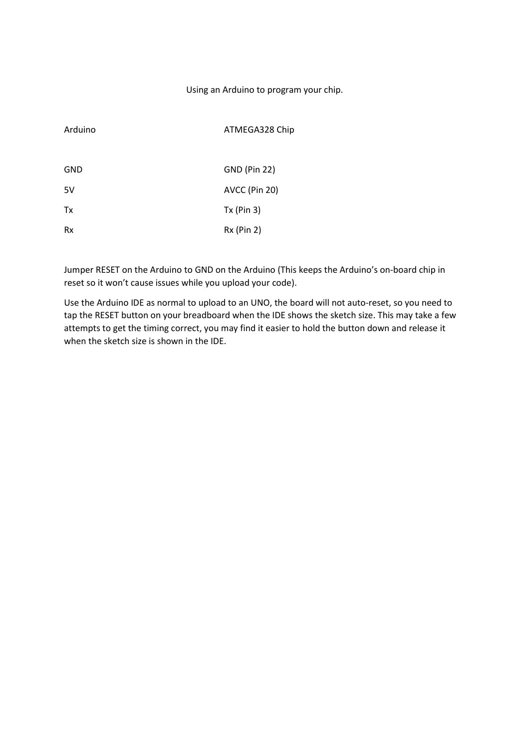Using an Arduino to program your chip.

| Arduino | ATMEGA328 Chip |
|---|---|
| GND | GND (Pin 22) |
| 5V | AVCC (Pin 20) |
| Tx | Tx (Pin 3) |
| Rx | Rx (Pin 2) |

Jumper RESET on the Arduino to GND on the Arduino (This keeps the Arduino's on-board chip in reset so it won't cause issues while you upload your code).

Use the Arduino IDE as normal to upload to an UNO, the board will not auto-reset, so you need to tap the RESET button on your breadboard when the IDE shows the sketch size. This may take a few attempts to get the timing correct, you may find it easier to hold the button down and release it when the sketch size is shown in the IDE.